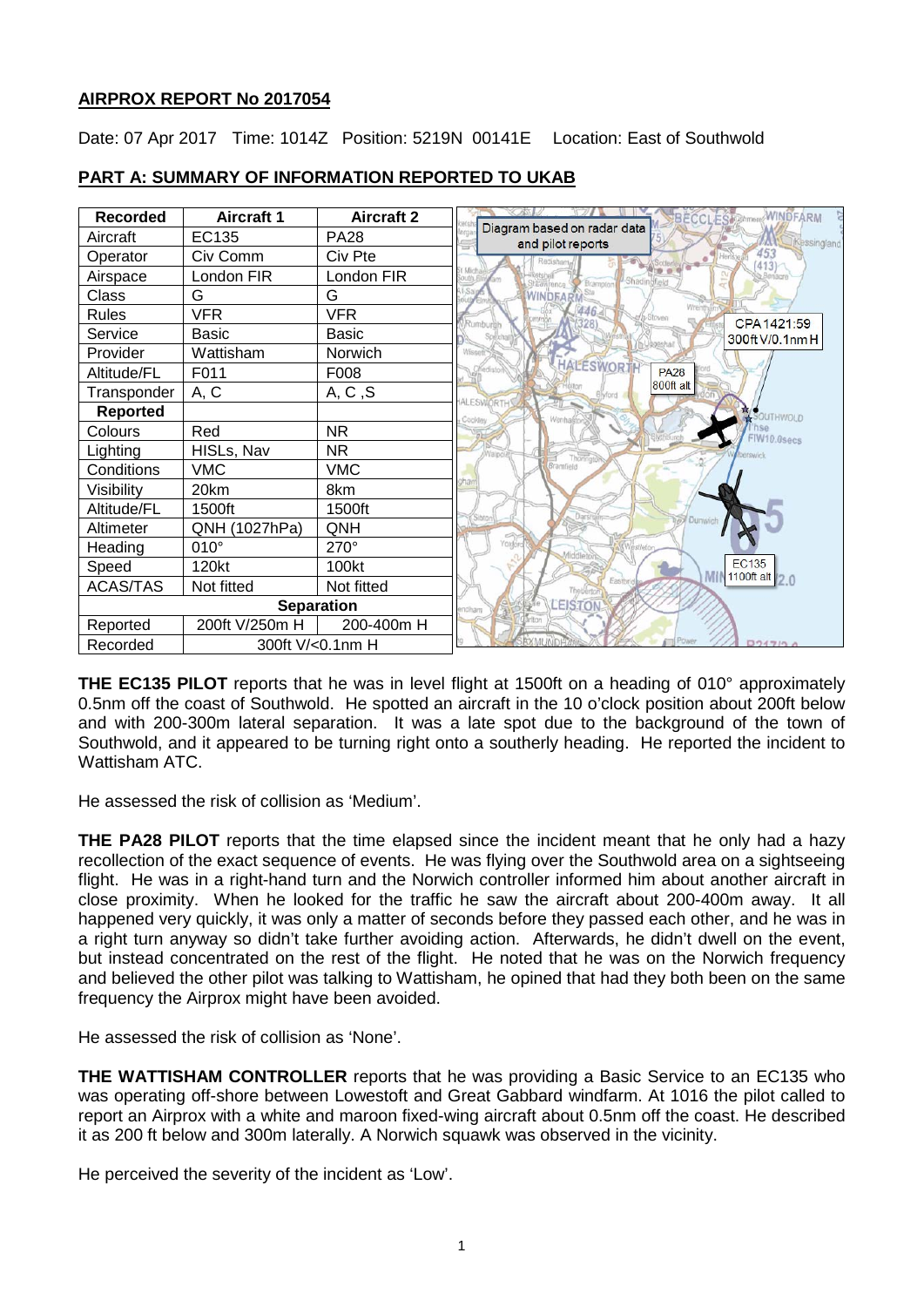**AIRPROX REPORT No 2017054**

Date: 07 Apr 2017 Time: 1014Z Position: 5219N 00141E Location: East of Southwold

**PART A: SUMMARY OF INFORMATION REPORTED TO UKAB**

| Recorded | Aircraft 1 | Aircraft 2 |
|---|---|---|
| Aircraft | EC135 | PA28 |
| Operator | Civ Comm | Civ Pte |
| Airspace | London FIR | London FIR |
| Class | G | G |
| Rules | VFR | VFR |
| Service | Basic | Basic |
| Provider | Wattisham | Norwich |
| Altitude/FL | F011 | F008 |
| Transponder | A, C | A, C ,S |
| **Reported** | | |
| Colours | Red | NR |
| Lighting | HISLs, Nav | NR |
| Conditions | VMC | VMC |
| Visibility | 20km | 8km |
| Altitude/FL | 1500ft | 1500ft |
| Altimeter | QNH (1027hPa) | QNH |
| Heading | 010° | 270° |
| Speed | 120kt | 100kt |
| ACAS/TAS | Not fitted | Not fitted |
| **Separation** | | |
| Reported | 200ft V/250m H | 200-400m H |
| Recorded | 300ft V/<0.1nm H | |

Diagram based on radar data and pilot reports. CPA 1421:59 300ft V/0.1nm H. PA28 800ft alt. EC135 1100ft alt.

**THE EC135 PILOT** reports that he was in level flight at 1500ft on a heading of 010° approximately 0.5nm off the coast of Southwold. He spotted an aircraft in the 10 o'clock position about 200ft below and with 200-300m lateral separation. It was a late spot due to the background of the town of Southwold, and it appeared to be turning right onto a southerly heading. He reported the incident to Wattisham ATC.

He assessed the risk of collision as 'Medium'.

**THE PA28 PILOT** reports that the time elapsed since the incident meant that he only had a hazy recollection of the exact sequence of events. He was flying over the Southwold area on a sightseeing flight. He was in a right-hand turn and the Norwich controller informed him about another aircraft in close proximity. When he looked for the traffic he saw the aircraft about 200-400m away. It all happened very quickly, it was only a matter of seconds before they passed each other, and he was in a right turn anyway so didn't take further avoiding action. Afterwards, he didn't dwell on the event, but instead concentrated on the rest of the flight. He noted that he was on the Norwich frequency and believed the other pilot was talking to Wattisham, he opined that had they both been on the same frequency the Airprox might have been avoided.

He assessed the risk of collision as 'None'.

**THE WATTISHAM CONTROLLER** reports that he was providing a Basic Service to an EC135 who was operating off-shore between Lowestoft and Great Gabbard windfarm. At 1016 the pilot called to report an Airprox with a white and maroon fixed-wing aircraft about 0.5nm off the coast. He described it as 200 ft below and 300m laterally. A Norwich squawk was observed in the vicinity.

He perceived the severity of the incident as 'Low'.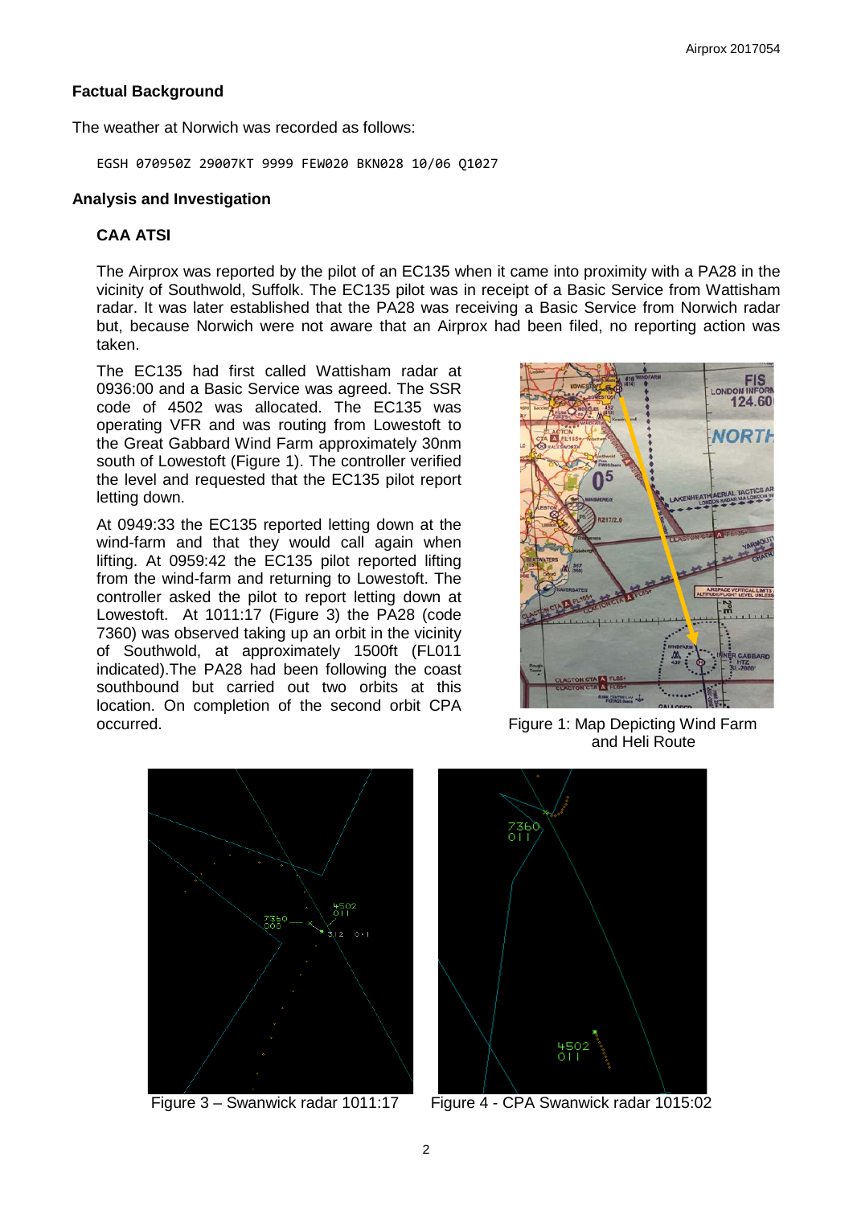## Factual Background

The weather at Norwich was recorded as follows:

```
EGSH 070950Z 29007KT 9999 FEW020 BKN028 10/06 Q1027
```

## Analysis and Investigation

### CAA ATSI

The Airprox was reported by the pilot of an EC135 when it came into proximity with a PA28 in the vicinity of Southwold, Suffolk. The EC135 pilot was in receipt of a Basic Service from Wattisham radar. It was later established that the PA28 was receiving a Basic Service from Norwich radar but, because Norwich were not aware that an Airprox had been filed, no reporting action was taken.

The EC135 had first called Wattisham radar at 0936:00 and a Basic Service was agreed. The SSR code of 4502 was allocated. The EC135 was operating VFR and was routing from Lowestoft to the Great Gabbard Wind Farm approximately 30nm south of Lowestoft (Figure 1). The controller verified the level and requested that the EC135 pilot report letting down.

At 0949:33 the EC135 reported letting down at the wind-farm and that they would call again when lifting. At 0959:42 the EC135 pilot reported lifting from the wind-farm and returning to Lowestoft. The controller asked the pilot to report letting down at Lowestoft. At 1011:17 (Figure 3) the PA28 (code 7360) was observed taking up an orbit in the vicinity of Southwold, at approximately 1500ft (FL011 indicated).The PA28 had been following the coast southbound but carried out two orbits at this location. On completion of the second orbit CPA occurred.

Figure 1: Map Depicting Wind Farm and Heli Route

Figure 3 – Swanwick radar 1011:17

Figure 4 - CPA Swanwick radar 1015:02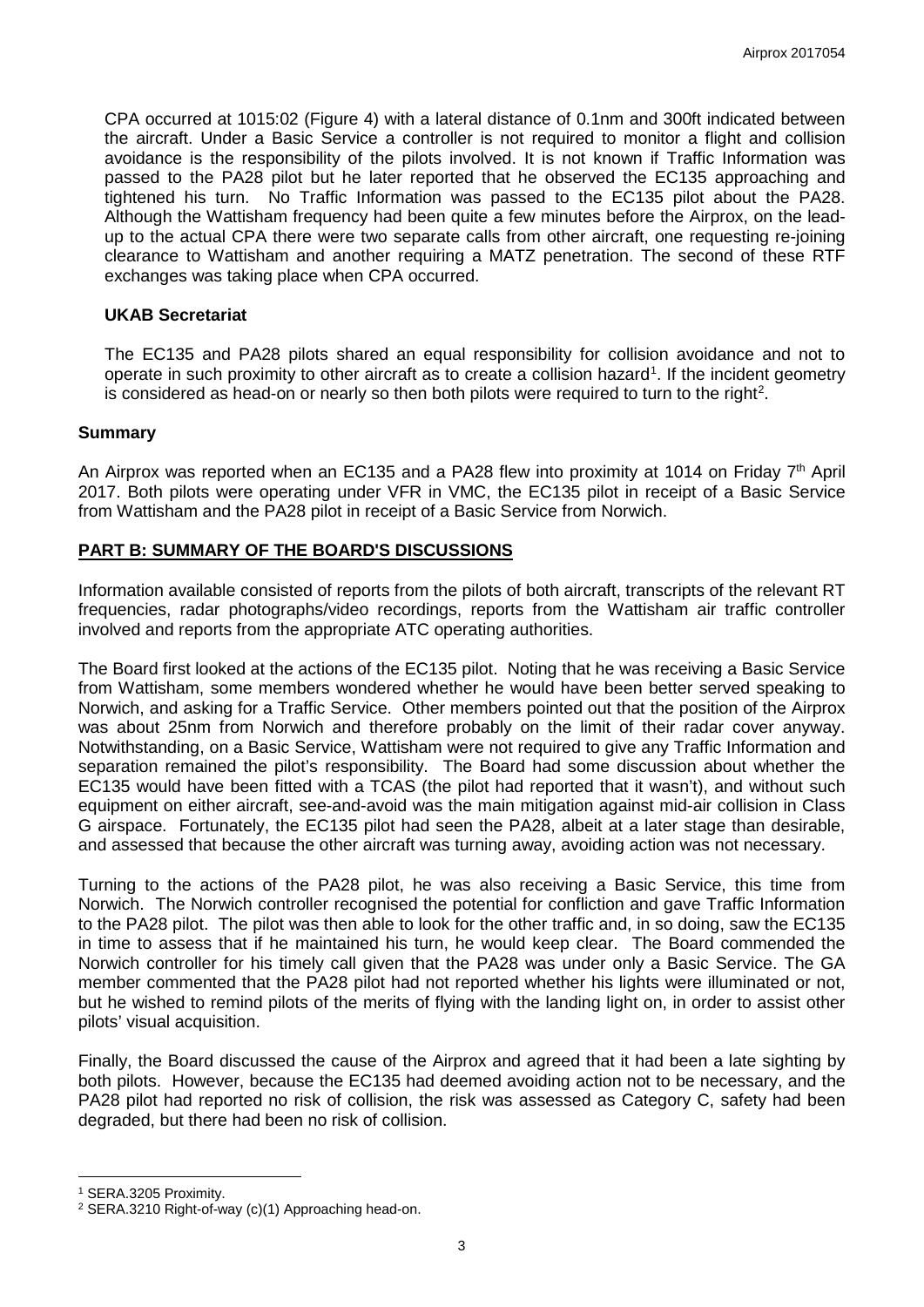CPA occurred at 1015:02 (Figure 4) with a lateral distance of 0.1nm and 300ft indicated between the aircraft. Under a Basic Service a controller is not required to monitor a flight and collision avoidance is the responsibility of the pilots involved. It is not known if Traffic Information was passed to the PA28 pilot but he later reported that he observed the EC135 approaching and tightened his turn. No Traffic Information was passed to the EC135 pilot about the PA28. Although the Wattisham frequency had been quite a few minutes before the Airprox, on the lead-up to the actual CPA there were two separate calls from other aircraft, one requesting re-joining clearance to Wattisham and another requiring a MATZ penetration. The second of these RTF exchanges was taking place when CPA occurred.

### UKAB Secretariat

The EC135 and PA28 pilots shared an equal responsibility for collision avoidance and not to operate in such proximity to other aircraft as to create a collision hazard[1]. If the incident geometry is considered as head-on or nearly so then both pilots were required to turn to the right[2].

### Summary

An Airprox was reported when an EC135 and a PA28 flew into proximity at 1014 on Friday 7th April 2017. Both pilots were operating under VFR in VMC, the EC135 pilot in receipt of a Basic Service from Wattisham and the PA28 pilot in receipt of a Basic Service from Norwich.

## PART B: SUMMARY OF THE BOARD'S DISCUSSIONS

Information available consisted of reports from the pilots of both aircraft, transcripts of the relevant RT frequencies, radar photographs/video recordings, reports from the Wattisham air traffic controller involved and reports from the appropriate ATC operating authorities.

The Board first looked at the actions of the EC135 pilot. Noting that he was receiving a Basic Service from Wattisham, some members wondered whether he would have been better served speaking to Norwich, and asking for a Traffic Service. Other members pointed out that the position of the Airprox was about 25nm from Norwich and therefore probably on the limit of their radar cover anyway. Notwithstanding, on a Basic Service, Wattisham were not required to give any Traffic Information and separation remained the pilot's responsibility. The Board had some discussion about whether the EC135 would have been fitted with a TCAS (the pilot had reported that it wasn't), and without such equipment on either aircraft, see-and-avoid was the main mitigation against mid-air collision in Class G airspace. Fortunately, the EC135 pilot had seen the PA28, albeit at a later stage than desirable, and assessed that because the other aircraft was turning away, avoiding action was not necessary.

Turning to the actions of the PA28 pilot, he was also receiving a Basic Service, this time from Norwich. The Norwich controller recognised the potential for confliction and gave Traffic Information to the PA28 pilot. The pilot was then able to look for the other traffic and, in so doing, saw the EC135 in time to assess that if he maintained his turn, he would keep clear. The Board commended the Norwich controller for his timely call given that the PA28 was under only a Basic Service. The GA member commented that the PA28 pilot had not reported whether his lights were illuminated or not, but he wished to remind pilots of the merits of flying with the landing light on, in order to assist other pilots' visual acquisition.

Finally, the Board discussed the cause of the Airprox and agreed that it had been a late sighting by both pilots. However, because the EC135 had deemed avoiding action not to be necessary, and the PA28 pilot had reported no risk of collision, the risk was assessed as Category C, safety had been degraded, but there had been no risk of collision.

---

[1] SERA.3205 Proximity.

[2] SERA.3210 Right-of-way (c)(1) Approaching head-on.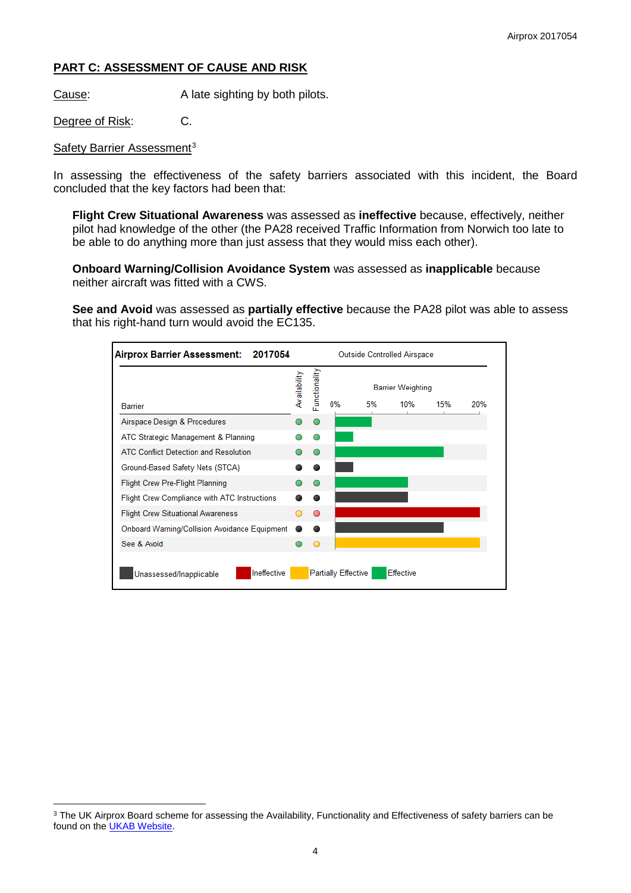## PART C: ASSESSMENT OF CAUSE AND RISK

Cause: A late sighting by both pilots.

Degree of Risk: C.

Safety Barrier Assessment[3]

In assessing the effectiveness of the safety barriers associated with this incident, the Board concluded that the key factors had been that:

**Flight Crew Situational Awareness** was assessed as **ineffective** because, effectively, neither pilot had knowledge of the other (the PA28 received Traffic Information from Norwich too late to be able to do anything more than just assess that they would miss each other).

**Onboard Warning/Collision Avoidance System** was assessed as **inapplicable** because neither aircraft was fitted with a CWS.

**See and Avoid** was assessed as **partially effective** because the PA28 pilot was able to assess that his right-hand turn would avoid the EC135.

Airprox Barrier Assessment: 2017054

Outside Controlled Airspace

Barrier

Availability

Functionality

Barrier Weighting

0%

5%

10%

15%

20%

Airspace Design & Procedures

ATC Strategic Management & Planning

ATC Conflict Detection and Resolution

Ground-Based Safety Nets (STCA)

Flight Crew Pre-Flight Planning

Flight Crew Compliance with ATC Instructions

Flight Crew Situational Awareness

Onboard Warning/Collision Avoidance Equipment

See & Avoid

Unassessed/Inapplicable

Ineffective

Partially Effective

Effective

[3] The UK Airprox Board scheme for assessing the Availability, Functionality and Effectiveness of safety barriers can be found on the UKAB Website.